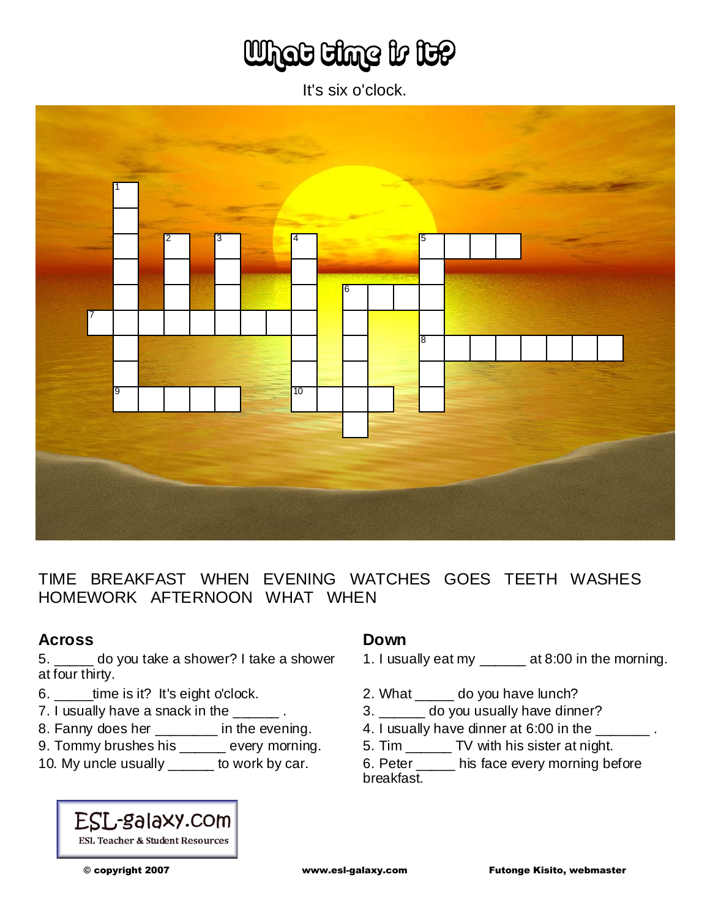# What time is it?

It's six o'clock.

TIME BREAKFAST WHEN EVENING WATCHES GOES TEETH WASHES HOMEWORK AFTERNOON WHAT WHEN

## Across

5. _____ do you take a shower? I take a shower at four thirty.
6. _____time is it? It's eight o'clock.
7. I usually have a snack in the ______ .
8. Fanny does her ________ in the evening.
9. Tommy brushes his ______ every morning.
10. My uncle usually ______ to work by car.

## Down

1. I usually eat my ______ at 8:00 in the morning.
2. What _____ do you have lunch?
3. ______ do you usually have dinner?
4. I usually have dinner at 6:00 in the _______ .
5. Tim ______ TV with his sister at night.
6. Peter _____ his face every morning before breakfast.

ESL-galaxy.com
ESL Teacher & Student Resources

© copyright 2007 www.esl-galaxy.com Futonge Kisito, webmaster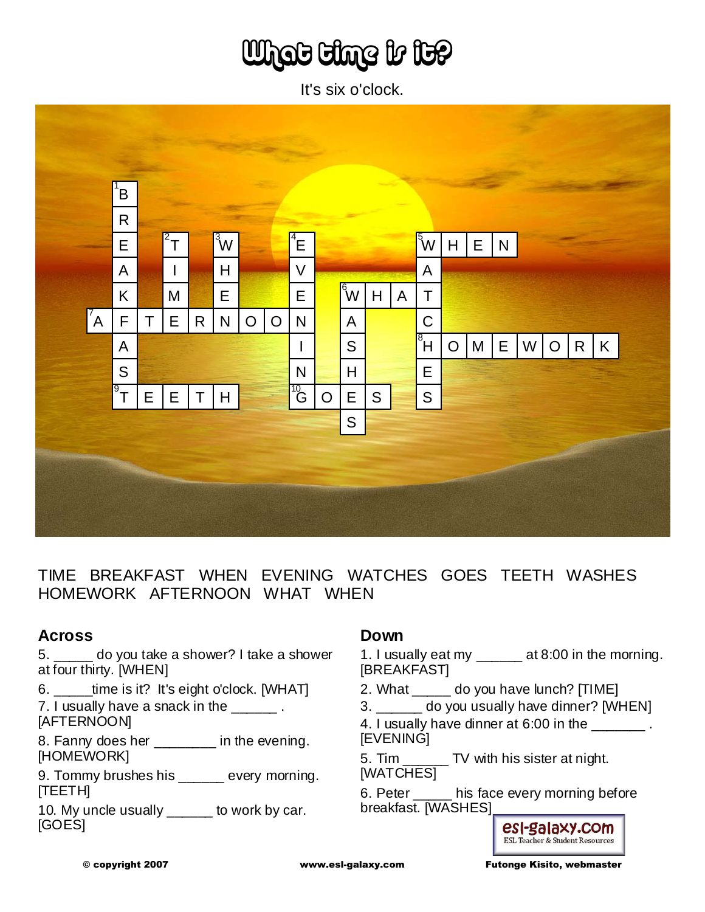# What time is it?

It's six o'clock.

TIME BREAKFAST WHEN EVENING WATCHES GOES TEETH WASHES HOMEWORK AFTERNOON WHAT WHEN

## Across

5. _____ do you take a shower? I take a shower at four thirty. [WHEN]
6. _____time is it? It's eight o'clock. [WHAT]
7. I usually have a snack in the ______ . [AFTERNOON]
8. Fanny does her ________ in the evening. [HOMEWORK]
9. Tommy brushes his ______ every morning. [TEETH]
10. My uncle usually ______ to work by car. [GOES]

## Down

1. I usually eat my ______ at 8:00 in the morning. [BREAKFAST]
2. What _____ do you have lunch? [TIME]
3. ______ do you usually have dinner? [WHEN]
4. I usually have dinner at 6:00 in the _______ . [EVENING]
5. Tim ______ TV with his sister at night. [WATCHES]
6. Peter _____ his face every morning before breakfast. [WASHES]

esl-galaxy.com
ESL Teacher & Student Resources

© copyright 2007 www.esl-galaxy.com Futonge Kisito, webmaster